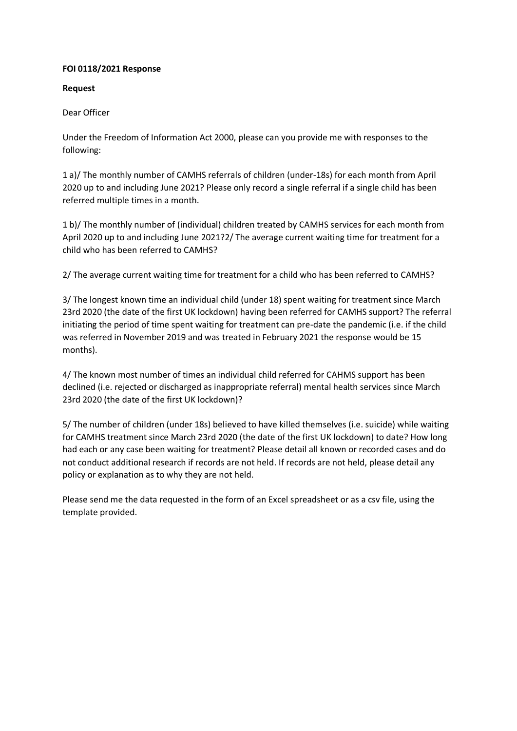**FOI 0118/2021 Response**

**Request**

Dear Officer

Under the Freedom of Information Act 2000, please can you provide me with responses to the following:

1 a)/ The monthly number of CAMHS referrals of children (under-18s) for each month from April 2020 up to and including June 2021? Please only record a single referral if a single child has been referred multiple times in a month.

1 b)/ The monthly number of (individual) children treated by CAMHS services for each month from April 2020 up to and including June 2021?2/ The average current waiting time for treatment for a child who has been referred to CAMHS?

2/ The average current waiting time for treatment for a child who has been referred to CAMHS?

3/ The longest known time an individual child (under 18) spent waiting for treatment since March 23rd 2020 (the date of the first UK lockdown) having been referred for CAMHS support? The referral initiating the period of time spent waiting for treatment can pre-date the pandemic (i.e. if the child was referred in November 2019 and was treated in February 2021 the response would be 15 months).

4/ The known most number of times an individual child referred for CAHMS support has been declined (i.e. rejected or discharged as inappropriate referral) mental health services since March 23rd 2020 (the date of the first UK lockdown)?

5/ The number of children (under 18s) believed to have killed themselves (i.e. suicide) while waiting for CAMHS treatment since March 23rd 2020 (the date of the first UK lockdown) to date? How long had each or any case been waiting for treatment? Please detail all known or recorded cases and do not conduct additional research if records are not held. If records are not held, please detail any policy or explanation as to why they are not held.

Please send me the data requested in the form of an Excel spreadsheet or as a csv file, using the template provided.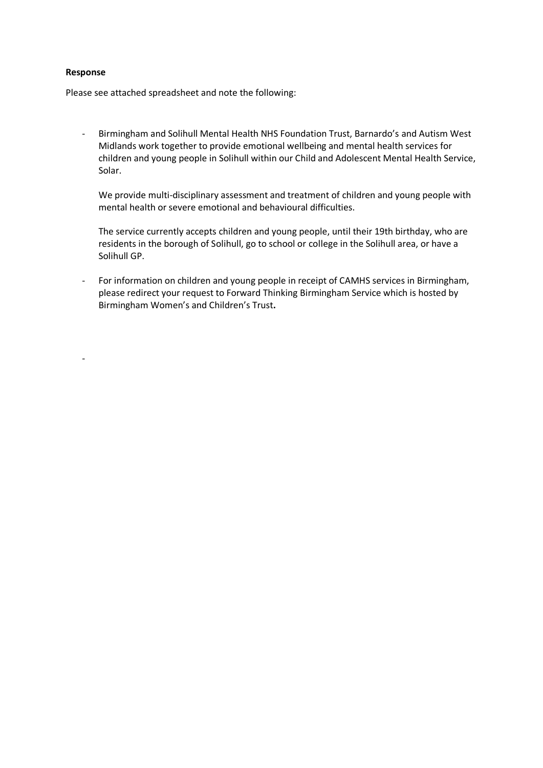**Response**

Please see attached spreadsheet and note the following:

- Birmingham and Solihull Mental Health NHS Foundation Trust, Barnardo's and Autism West Midlands work together to provide emotional wellbeing and mental health services for children and young people in Solihull within our Child and Adolescent Mental Health Service, Solar.

  We provide multi-disciplinary assessment and treatment of children and young people with mental health or severe emotional and behavioural difficulties.

  The service currently accepts children and young people, until their 19th birthday, who are residents in the borough of Solihull, go to school or college in the Solihull area, or have a Solihull GP.

- For information on children and young people in receipt of CAMHS services in Birmingham, please redirect your request to Forward Thinking Birmingham Service which is hosted by Birmingham Women's and Children's Trust**.**

-